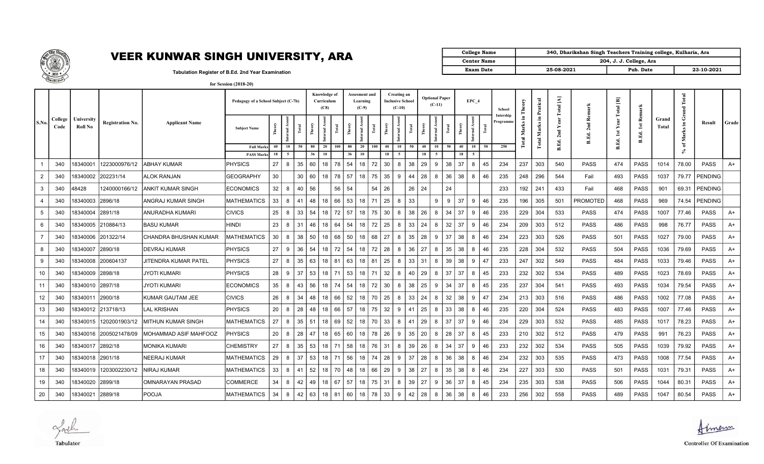# VEER KUNWAR SINGH UNIVERSITY, ARA

Tabulation Register of B.Ed. 2nd Year Examination

for Session (2018-20)

| College Name | 340, Dharikshan Singh Teachers Training college, Kulharia, Ara | | |
|---|---|---|---|
| Center Name | 204, J. J. College, Ara | | |
| Exam Date | 25-08-2021 | Pub. Date | 23-10-2021 |

| S.No. | College Code | University Roll No | Registration No. | Applicant Name | Pedagogy of a School Subject (C-7b) | | | | Knowledge of Curriculum (C8) | | | Assesment and Learning (C-9) | | | Creating an Inclusive School (C-10) | | | Optional Paper (C-11) | | | EPC_4 | | | School Intership Programme | Total Marks in Theory | Total Marks in Pratical | B.Ed. 2nd Year Total [A] | B.Ed. 2nd Remark | B.Ed. 1st Year Total [B] | B.Ed. 1st Remark | Grand Total | % of Marks in Grand Total | Result | Grade |
|---|---|---|---|---|---|---|---|---|---|---|---|---|---|---|---|---|---|---|---|---|---|---|---|---|---|---|---|---|---|---|---|---|---|---|
| | | | | | Subject Name | Theory | Internal Assest | Total | Theory | Internal Assest | Total | Theory | Internal Assest | Total | Theory | Internal Assest | Total | Theory | Internal Assest | Total | Theory | Internal Assest | Total | | | | | | | | | | | |
| | | | | | Full Marks | 40 | 10 | 50 | 80 | 20 | 100 | 80 | 20 | 100 | 40 | 10 | 50 | 40 | 10 | 50 | 40 | 10 | 50 | 250 | | | | | | | | | | |
| | | | | | PASS Marks | 18 | 5 | | 36 | 10 | | 36 | 10 | | 18 | 5 | | 18 | 5 | | 18 | 5 | | | | | | | | | | | | |
| 1 | 340 | 18340001 | 1223000976/12 | ABHAY KUMAR | PHYSICS | 27 | 8 | 35 | 60 | 18 | 78 | 54 | 18 | 72 | 30 | 8 | 38 | 29 | 9 | 38 | 37 | 8 | 45 | 234 | 237 | 303 | 540 | PASS | 474 | PASS | 1014 | 78.00 | PASS | A+ |
| 2 | 340 | 18340002 | 202231/14 | ALOK RANJAN | GEOGRAPHY | 30 | | 30 | 60 | 18 | 78 | 57 | 18 | 75 | 35 | 9 | 44 | 28 | 8 | 36 | 38 | 8 | 46 | 235 | 248 | 296 | 544 | Fail | 493 | PASS | 1037 | 79.77 | PENDING | |
| 3 | 340 | 48428 | 1240000166/12 | ANKIT KUMAR SINGH | ECONOMICS | 32 | 8 | 40 | 56 | | 56 | 54 | | 54 | 26 | | 26 | 24 | | 24 | | | | 233 | 192 | 241 | 433 | Fail | 468 | PASS | 901 | 69.31 | PENDING | |
| 4 | 340 | 18340003 | 2896/18 | ANGRAJ KUMAR SINGH | MATHEMATICS | 33 | 8 | 41 | 48 | 18 | 66 | 53 | 18 | 71 | 25 | 8 | 33 | | 9 | 9 | 37 | 9 | 46 | 235 | 196 | 305 | 501 | PROMOTED | 468 | PASS | 969 | 74.54 | PENDING | |
| 5 | 340 | 18340004 | 2891/18 | ANURADHA KUMARI | CIVICS | 25 | 8 | 33 | 54 | 18 | 72 | 57 | 18 | 75 | 30 | 8 | 38 | 26 | 8 | 34 | 37 | 9 | 46 | 235 | 229 | 304 | 533 | PASS | 474 | PASS | 1007 | 77.46 | PASS | A+ |
| 6 | 340 | 18340005 | 210884/13 | BASU KUMAR | HINDI | 23 | 8 | 31 | 46 | 18 | 64 | 54 | 18 | 72 | 25 | 8 | 33 | 24 | 8 | 32 | 37 | 9 | 46 | 234 | 209 | 303 | 512 | PASS | 486 | PASS | 998 | 76.77 | PASS | A+ |
| 7 | 340 | 18340006 | 201322/14 | CHANDRA BHUSHAN KUMAR | MATHEMATICS | 30 | 8 | 38 | 50 | 18 | 68 | 50 | 18 | 68 | 27 | 8 | 35 | 28 | 9 | 37 | 38 | 8 | 46 | 234 | 223 | 303 | 526 | PASS | 501 | PASS | 1027 | 79.00 | PASS | A+ |
| 8 | 340 | 18340007 | 2890/18 | DEVRAJ KUMAR | PHYSICS | 27 | 9 | 36 | 54 | 18 | 72 | 54 | 18 | 72 | 28 | 8 | 36 | 27 | 8 | 35 | 38 | 8 | 46 | 235 | 228 | 304 | 532 | PASS | 504 | PASS | 1036 | 79.69 | PASS | A+ |
| 9 | 340 | 18340008 | 200604137 | JITENDRA KUMAR PATEL | PHYSICS | 27 | 8 | 35 | 63 | 18 | 81 | 63 | 18 | 81 | 25 | 8 | 33 | 31 | 8 | 39 | 38 | 9 | 47 | 233 | 247 | 302 | 549 | PASS | 484 | PASS | 1033 | 79.46 | PASS | A+ |
| 10 | 340 | 18340009 | 2898/18 | JYOTI KUMARI | PHYSICS | 28 | 9 | 37 | 53 | 18 | 71 | 53 | 18 | 71 | 32 | 8 | 40 | 29 | 8 | 37 | 37 | 8 | 45 | 233 | 232 | 302 | 534 | PASS | 489 | PASS | 1023 | 78.69 | PASS | A+ |
| 11 | 340 | 18340010 | 2897/18 | JYOTI KUMARI | ECONOMICS | 35 | 8 | 43 | 56 | 18 | 74 | 54 | 18 | 72 | 30 | 8 | 38 | 25 | 9 | 34 | 37 | 8 | 45 | 235 | 237 | 304 | 541 | PASS | 493 | PASS | 1034 | 79.54 | PASS | A+ |
| 12 | 340 | 18340011 | 2900/18 | KUMAR GAUTAM JEE | CIVICS | 26 | 8 | 34 | 48 | 18 | 66 | 52 | 18 | 70 | 25 | 8 | 33 | 24 | 8 | 32 | 38 | 9 | 47 | 234 | 213 | 303 | 516 | PASS | 486 | PASS | 1002 | 77.08 | PASS | A+ |
| 13 | 340 | 18340012 | 213718/13 | LAL KRISHAN | PHYSICS | 20 | 8 | 28 | 48 | 18 | 66 | 57 | 18 | 75 | 32 | 9 | 41 | 25 | 8 | 33 | 38 | 8 | 46 | 235 | 220 | 304 | 524 | PASS | 483 | PASS | 1007 | 77.46 | PASS | A+ |
| 14 | 340 | 18340015 | 1202001903/12 | MITHUN KUMAR SINGH | MATHEMATICS | 27 | 8 | 35 | 51 | 18 | 69 | 52 | 18 | 70 | 33 | 8 | 41 | 29 | 8 | 37 | 37 | 9 | 46 | 234 | 229 | 303 | 532 | PASS | 485 | PASS | 1017 | 78.23 | PASS | A+ |
| 15 | 340 | 18340016 | 2005021478/09 | MOHAMMAD ASIF MAHFOOZ | PHYSICS | 20 | 8 | 28 | 47 | 18 | 65 | 60 | 18 | 78 | 26 | 9 | 35 | 20 | 8 | 28 | 37 | 8 | 45 | 233 | 210 | 302 | 512 | PASS | 479 | PASS | 991 | 76.23 | PASS | A+ |
| 16 | 340 | 18340017 | 2892/18 | MONIKA KUMARI | CHEMISTRY | 27 | 8 | 35 | 53 | 18 | 71 | 58 | 18 | 76 | 31 | 8 | 39 | 26 | 8 | 34 | 37 | 9 | 46 | 233 | 232 | 302 | 534 | PASS | 505 | PASS | 1039 | 79.92 | PASS | A+ |
| 17 | 340 | 18340018 | 2901/18 | NEERAJ KUMAR | MATHEMATICS | 29 | 8 | 37 | 53 | 18 | 71 | 56 | 18 | 74 | 28 | 9 | 37 | 28 | 8 | 36 | 38 | 8 | 46 | 234 | 232 | 303 | 535 | PASS | 473 | PASS | 1008 | 77.54 | PASS | A+ |
| 18 | 340 | 18340019 | 1203002230/12 | NIRAJ KUMAR | MATHEMATICS | 33 | 8 | 41 | 52 | 18 | 70 | 48 | 18 | 66 | 29 | 9 | 38 | 27 | 8 | 35 | 38 | 8 | 46 | 234 | 227 | 303 | 530 | PASS | 501 | PASS | 1031 | 79.31 | PASS | A+ |
| 19 | 340 | 18340020 | 2899/18 | OMNARAYAN PRASAD | COMMERCE | 34 | 8 | 42 | 49 | 18 | 67 | 57 | 18 | 75 | 31 | 8 | 39 | 27 | 9 | 36 | 37 | 8 | 45 | 234 | 235 | 303 | 538 | PASS | 506 | PASS | 1044 | 80.31 | PASS | A+ |
| 20 | 340 | 18340021 | 2889/18 | POOJA | MATHEMATICS | 34 | 8 | 42 | 63 | 18 | 81 | 60 | 18 | 78 | 33 | 9 | 42 | 28 | 8 | 36 | 38 | 8 | 46 | 233 | 256 | 302 | 558 | PASS | 489 | PASS | 1047 | 80.54 | PASS | A+ |

Tabulator

Controller Of Examination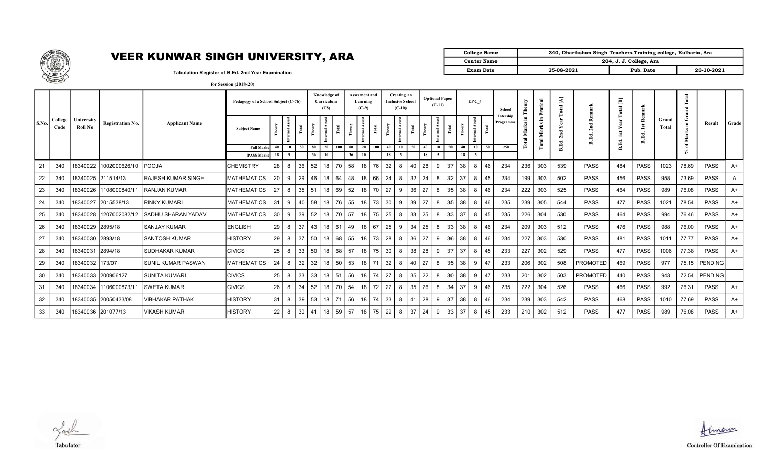# VEER KUNWAR SINGH UNIVERSITY, ARA

Tabulation Register of B.Ed. 2nd Year Examination

for Session (2018-20)

| College Name | 340, Dharikshan Singh Teachers Training college, Kulharia, Ara | | |
|---|---|---|---|
| Center Name | 204, J. J. College, Ara | | |
| Exam Date | 25-08-2021 | Pub. Date | 23-10-2021 |

| S.No. | College Code | University Roll No | Registration No. | Applicant Name | Pedagogy of a School Subject (C-7b) | | | | Knowledge of Curriculum (C8) | | | Assesment and Learning (C-9) | | | Creating an Inclusive School (C-10) | | | Optional Paper (C-11) | | | EPC_4 | | | School Intership Programme | Total Marks in Theory | Total Marks in Pratical | B.Ed. 2nd Year Total [A] | B.Ed. 2nd Remark | B.Ed. 1st Year Total [B] | B.Ed. 1st Remark | Grand Total | % of Marks in Grand Total | Result | Grade |
|---|---|---|---|---|---|---|---|---|---|---|---|---|---|---|---|---|---|---|---|---|---|---|---|---|---|---|---|---|---|---|---|---|---|---|
| | | | | | Subject Name | Theory | Internal Assest | Total | Theory | Internal Assest | Total | Theory | Internal Assest | Total | Theory | Internal Assest | Total | Theory | Internal Assest | Total | Theory | Internal Assest | Total | | | | | | | | | | | |
| | | | | | Full Marks | 40 | 10 | 50 | 80 | 20 | 100 | 80 | 20 | 100 | 40 | 10 | 50 | 40 | 10 | 50 | 40 | 10 | 50 | 250 | | | | | | | | | | |
| | | | | | PASS Marks | 18 | 5 | | 36 | 10 | | 36 | 10 | | 18 | 5 | | 18 | 5 | | 18 | 5 | | | | | | | | | | | | |
| 21 | 340 | 18340022 | 1002000626/10 | POOJA | CHEMISTRY | 28 | 8 | 36 | 52 | 18 | 70 | 58 | 18 | 76 | 32 | 8 | 40 | 28 | 9 | 37 | 38 | 8 | 46 | 234 | 236 | 303 | 539 | PASS | 484 | PASS | 1023 | 78.69 | PASS | A+ |
| 22 | 340 | 18340025 | 211514/13 | RAJESH KUMAR SINGH | MATHEMATICS | 20 | 9 | 29 | 46 | 18 | 64 | 48 | 18 | 66 | 24 | 8 | 32 | 24 | 8 | 32 | 37 | 8 | 45 | 234 | 199 | 303 | 502 | PASS | 456 | PASS | 958 | 73.69 | PASS | A |
| 23 | 340 | 18340026 | 1108000840/11 | RANJAN KUMAR | MATHEMATICS | 27 | 8 | 35 | 51 | 18 | 69 | 52 | 18 | 70 | 27 | 9 | 36 | 27 | 8 | 35 | 38 | 8 | 46 | 234 | 222 | 303 | 525 | PASS | 464 | PASS | 989 | 76.08 | PASS | A+ |
| 24 | 340 | 18340027 | 2015538/13 | RINKY KUMARI | MATHEMATICS | 31 | 9 | 40 | 58 | 18 | 76 | 55 | 18 | 73 | 30 | 9 | 39 | 27 | 8 | 35 | 38 | 8 | 46 | 235 | 239 | 305 | 544 | PASS | 477 | PASS | 1021 | 78.54 | PASS | A+ |
| 25 | 340 | 18340028 | 1207002082/12 | SADHU SHARAN YADAV | MATHEMATICS | 30 | 9 | 39 | 52 | 18 | 70 | 57 | 18 | 75 | 25 | 8 | 33 | 25 | 8 | 33 | 37 | 8 | 45 | 235 | 226 | 304 | 530 | PASS | 464 | PASS | 994 | 76.46 | PASS | A+ |
| 26 | 340 | 18340029 | 2895/18 | SANJAY KUMAR | ENGLISH | 29 | 8 | 37 | 43 | 18 | 61 | 49 | 18 | 67 | 25 | 9 | 34 | 25 | 8 | 33 | 38 | 8 | 46 | 234 | 209 | 303 | 512 | PASS | 476 | PASS | 988 | 76.00 | PASS | A+ |
| 27 | 340 | 18340030 | 2893/18 | SANTOSH KUMAR | HISTORY | 29 | 8 | 37 | 50 | 18 | 68 | 55 | 18 | 73 | 28 | 8 | 36 | 27 | 9 | 36 | 38 | 8 | 46 | 234 | 227 | 303 | 530 | PASS | 481 | PASS | 1011 | 77.77 | PASS | A+ |
| 28 | 340 | 18340031 | 2894/18 | SUDHAKAR KUMAR | CIVICS | 25 | 8 | 33 | 50 | 18 | 68 | 57 | 18 | 75 | 30 | 8 | 38 | 28 | 9 | 37 | 37 | 8 | 45 | 233 | 227 | 302 | 529 | PASS | 477 | PASS | 1006 | 77.38 | PASS | A+ |
| 29 | 340 | 18340032 | 173/07 | SUNIL KUMAR PASWAN | MATHEMATICS | 24 | 8 | 32 | 32 | 18 | 50 | 53 | 18 | 71 | 32 | 8 | 40 | 27 | 8 | 35 | 38 | 9 | 47 | 233 | 206 | 302 | 508 | PROMOTED | 469 | PASS | 977 | 75.15 | PENDING | |
| 30 | 340 | 18340033 | 200906127 | SUNITA KUMARI | CIVICS | 25 | 8 | 33 | 33 | 18 | 51 | 56 | 18 | 74 | 27 | 8 | 35 | 22 | 8 | 30 | 38 | 9 | 47 | 233 | 201 | 302 | 503 | PROMOTED | 440 | PASS | 943 | 72.54 | PENDING | |
| 31 | 340 | 18340034 | 1106000873/11 | SWETA KUMARI | CIVICS | 26 | 8 | 34 | 52 | 18 | 70 | 54 | 18 | 72 | 27 | 8 | 35 | 26 | 8 | 34 | 37 | 9 | 46 | 235 | 222 | 304 | 526 | PASS | 466 | PASS | 992 | 76.31 | PASS | A+ |
| 32 | 340 | 18340035 | 20050433/08 | VIBHAKAR PATHAK | HISTORY | 31 | 8 | 39 | 53 | 18 | 71 | 56 | 18 | 74 | 33 | 8 | 41 | 28 | 9 | 37 | 38 | 8 | 46 | 234 | 239 | 303 | 542 | PASS | 468 | PASS | 1010 | 77.69 | PASS | A+ |
| 33 | 340 | 18340036 | 201077/13 | VIKASH KUMAR | HISTORY | 22 | 8 | 30 | 41 | 18 | 59 | 57 | 18 | 75 | 29 | 8 | 37 | 24 | 9 | 33 | 37 | 8 | 45 | 233 | 210 | 302 | 512 | PASS | 477 | PASS | 989 | 76.08 | PASS | A+ |

Tabulator

Controller Of Examination